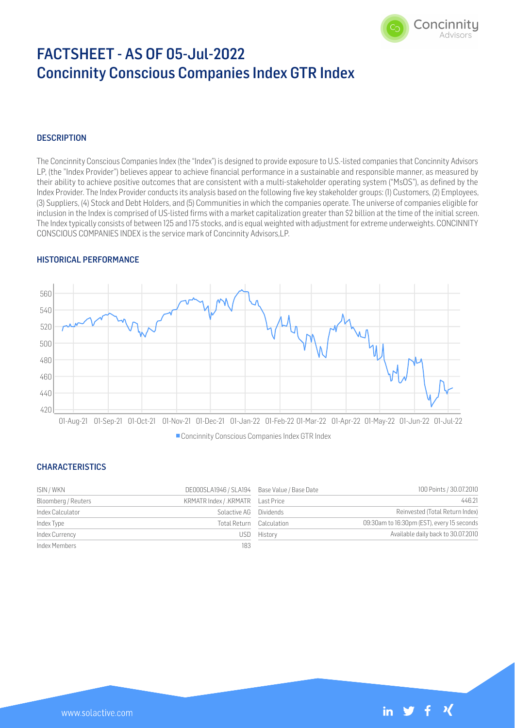# FACTSHEET - AS OF 05-Jul-2022
# Concinnity Conscious Companies Index GTR Index

## DESCRIPTION

The Concinnity Conscious Companies Index (the "Index") is designed to provide exposure to U.S.-listed companies that Concinnity Advisors LP, (the "Index Provider") believes appear to achieve financial performance in a sustainable and responsible manner, as measured by their ability to achieve positive outcomes that are consistent with a multi-stakeholder operating system ("MsOS"), as defined by the Index Provider. The Index Provider conducts its analysis based on the following five key stakeholder groups: (1) Customers, (2) Employees, (3) Suppliers, (4) Stock and Debt Holders, and (5) Communities in which the companies operate. The universe of companies eligible for inclusion in the Index is comprised of US-listed firms with a market capitalization greater than $2 billion at the time of the initial screen. The Index typically consists of between 125 and 175 stocks, and is equal weighted with adjustment for extreme underweights. CONCINNITY CONSCIOUS COMPANIES INDEX is the service mark of Concinnity Advisors,LP.

## HISTORICAL PERFORMANCE

Concinnity Conscious Companies Index GTR Index

## CHARACTERISTICS

| | | | |
|---|---|---|---|
| ISIN / WKN | DE000SLA1946 / SLA194 | Base Value / Base Date | 100 Points / 30.07.2010 |
| Bloomberg / Reuters | KRMATR Index / .KRMATR | Last Price | 446.21 |
| Index Calculator | Solactive AG | Dividends | Reinvested (Total Return Index) |
| Index Type | Total Return | Calculation | 09:30am to 16:30pm (EST), every 15 seconds |
| Index Currency | USD | History | Available daily back to 30.07.2010 |
| Index Members | 183 | | |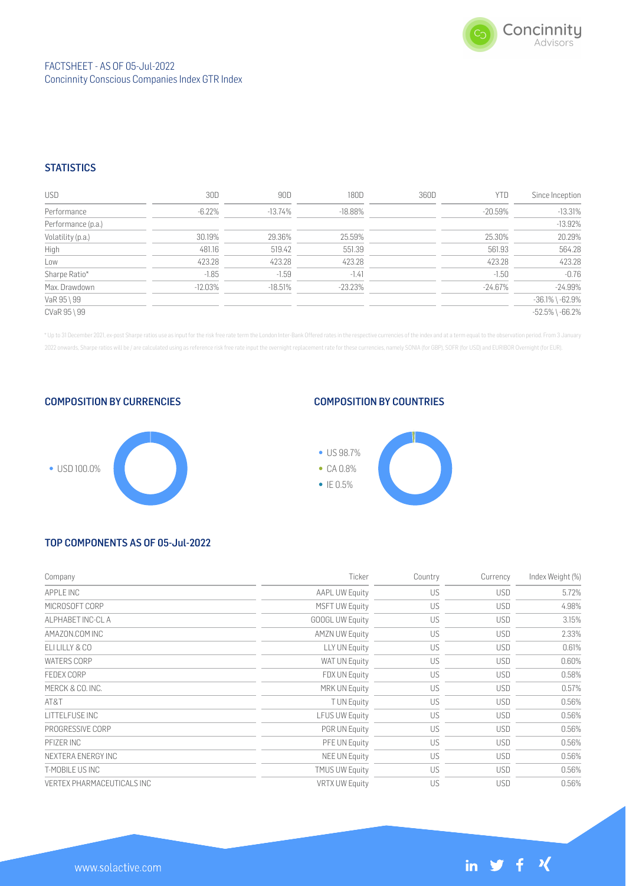FACTSHEET - AS OF 05-Jul-2022
Concinnity Conscious Companies Index GTR Index

## STATISTICS

| USD | 30D | 90D | 180D | 360D | YTD | Since Inception |
|---|---|---|---|---|---|---|
| Performance | -6.22% | -13.74% | -18.88% | | -20.59% | -13.31% |
| Performance (p.a.) | | | | | | -13.92% |
| Volatility (p.a.) | 30.19% | 29.36% | 25.59% | | 25.30% | 20.29% |
| High | 481.16 | 519.42 | 551.39 | | 561.93 | 564.28 |
| Low | 423.28 | 423.28 | 423.28 | | 423.28 | 423.28 |
| Sharpe Ratio* | -1.85 | -1.59 | -1.41 | | -1.50 | -0.76 |
| Max. Drawdown | -12.03% | -18.51% | -23.23% | | -24.67% | -24.99% |
| VaR 95 \ 99 | | | | | | -36.1% \ -62.9% |
| CVaR 95 \ 99 | | | | | | -52.5% \ -66.2% |

* Up to 31 December 2021, ex-post Sharpe ratios use as input for the risk free rate term the London Inter-Bank Offered rates in the respective currencies of the index and at a term equal to the observation period. From 3 January 2022 onwards, Sharpe ratios will be / are calculated using as reference risk free rate input the overnight replacement rate for these currencies, namely SONIA (for GBP), SOFR (for USD) and EURIBOR Overnight (for EUR).

## COMPOSITION BY CURRENCIES

- USD 100.0%

## COMPOSITION BY COUNTRIES

- US 98.7%
- CA 0.8%
- IE 0.5%

## TOP COMPONENTS AS OF 05-Jul-2022

| Company | Ticker | Country | Currency | Index Weight (%) |
|---|---|---|---|---|
| APPLE INC | AAPL UW Equity | US | USD | 5.72% |
| MICROSOFT CORP | MSFT UW Equity | US | USD | 4.98% |
| ALPHABET INC-CL A | GOOGL UW Equity | US | USD | 3.15% |
| AMAZON.COM INC | AMZN UW Equity | US | USD | 2.33% |
| ELI LILLY & CO | LLY UN Equity | US | USD | 0.61% |
| WATERS CORP | WAT UN Equity | US | USD | 0.60% |
| FEDEX CORP | FDX UN Equity | US | USD | 0.58% |
| MERCK & CO. INC. | MRK UN Equity | US | USD | 0.57% |
| AT&T | T UN Equity | US | USD | 0.56% |
| LITTELFUSE INC | LFUS UW Equity | US | USD | 0.56% |
| PROGRESSIVE CORP | PGR UN Equity | US | USD | 0.56% |
| PFIZER INC | PFE UN Equity | US | USD | 0.56% |
| NEXTERA ENERGY INC | NEE UN Equity | US | USD | 0.56% |
| T-MOBILE US INC | TMUS UW Equity | US | USD | 0.56% |
| VERTEX PHARMACEUTICALS INC | VRTX UW Equity | US | USD | 0.56% |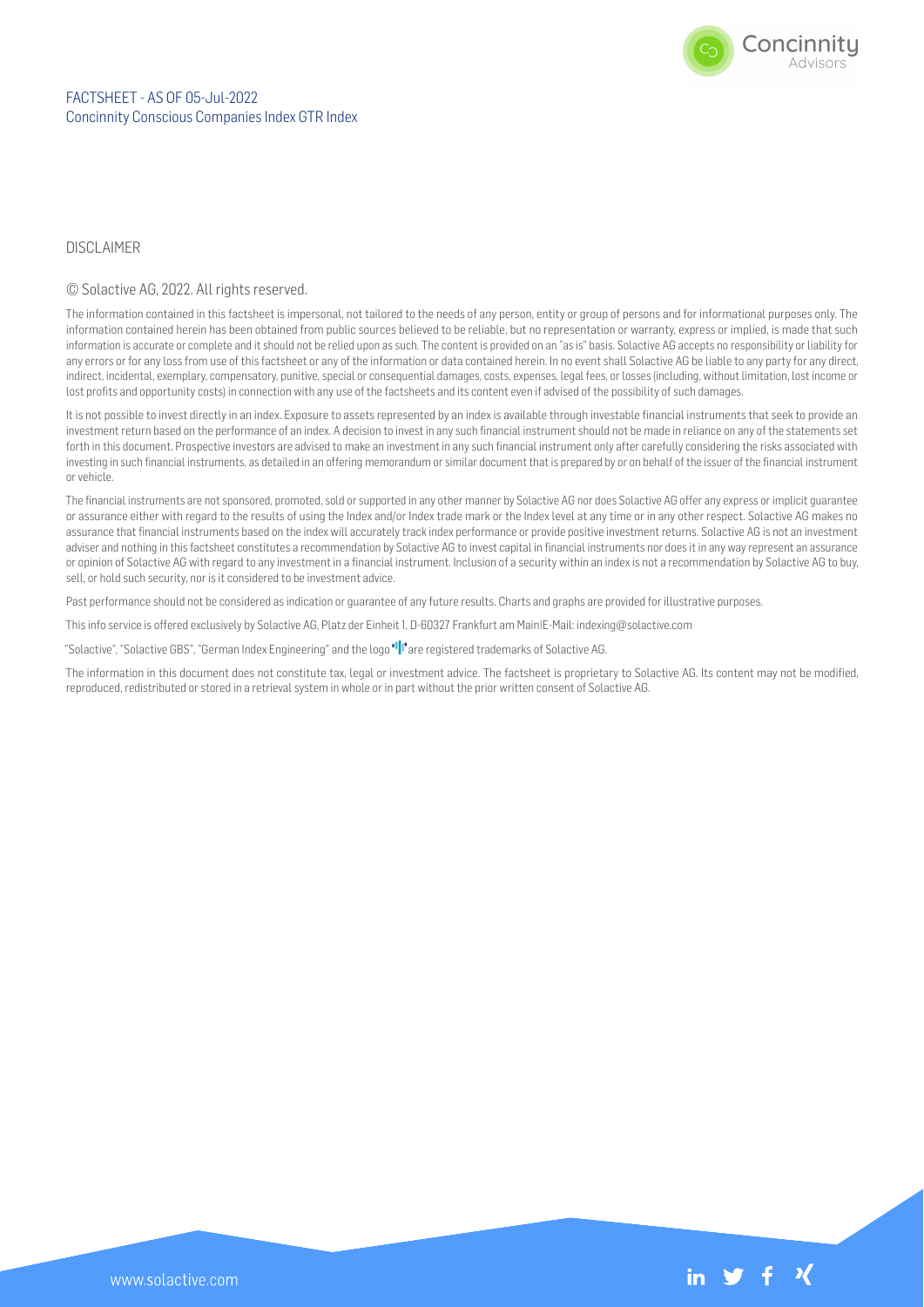FACTSHEET - AS OF 05-Jul-2022
Concinnity Conscious Companies Index GTR Index

## DISCLAIMER

© Solactive AG, 2022. All rights reserved.

The information contained in this factsheet is impersonal, not tailored to the needs of any person, entity or group of persons and for informational purposes only. The information contained herein has been obtained from public sources believed to be reliable, but no representation or warranty, express or implied, is made that such information is accurate or complete and it should not be relied upon as such. The content is provided on an "as is" basis. Solactive AG accepts no responsibility or liability for any errors or for any loss from use of this factsheet or any of the information or data contained herein. In no event shall Solactive AG be liable to any party for any direct, indirect, incidental, exemplary, compensatory, punitive, special or consequential damages, costs, expenses, legal fees, or losses (including, without limitation, lost income or lost profits and opportunity costs) in connection with any use of the factsheets and its content even if advised of the possibility of such damages.

It is not possible to invest directly in an index. Exposure to assets represented by an index is available through investable financial instruments that seek to provide an investment return based on the performance of an index. A decision to invest in any such financial instrument should not be made in reliance on any of the statements set forth in this document. Prospective investors are advised to make an investment in any such financial instrument only after carefully considering the risks associated with investing in such financial instruments, as detailed in an offering memorandum or similar document that is prepared by or on behalf of the issuer of the financial instrument or vehicle.

The financial instruments are not sponsored, promoted, sold or supported in any other manner by Solactive AG nor does Solactive AG offer any express or implicit guarantee or assurance either with regard to the results of using the Index and/or Index trade mark or the Index level at any time or in any other respect. Solactive AG makes no assurance that financial instruments based on the index will accurately track index performance or provide positive investment returns. Solactive AG is not an investment adviser and nothing in this factsheet constitutes a recommendation by Solactive AG to invest capital in financial instruments nor does it in any way represent an assurance or opinion of Solactive AG with regard to any investment in a financial instrument. Inclusion of a security within an index is not a recommendation by Solactive AG to buy, sell, or hold such security, nor is it considered to be investment advice.

Past performance should not be considered as indication or guarantee of any future results. Charts and graphs are provided for illustrative purposes.

This info service is offered exclusively by Solactive AG, Platz der Einheit 1, D-60327 Frankfurt am Main|E-Mail: indexing@solactive.com

"Solactive", "Solactive GBS", "German Index Engineering" and the logo are registered trademarks of Solactive AG.

The information in this document does not constitute tax, legal or investment advice. The factsheet is proprietary to Solactive AG. Its content may not be modified, reproduced, redistributed or stored in a retrieval system in whole or in part without the prior written consent of Solactive AG.